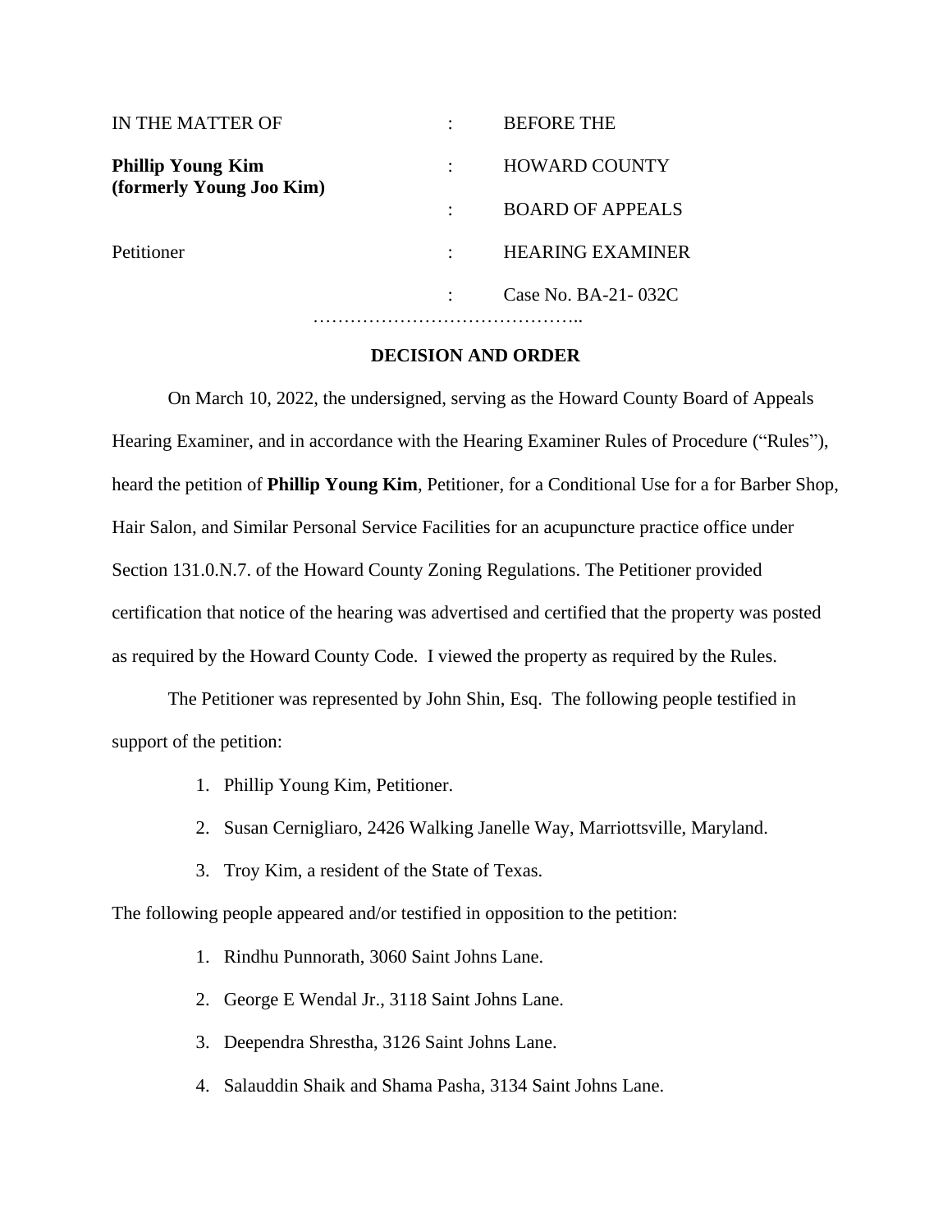| IN THE MATTER OF | : | BEFORE THE |
|---|---|---|
| **Phillip Young Kim (formerly Young Joo Kim)** | : | HOWARD COUNTY |
| | : | BOARD OF APPEALS |
| Petitioner | : | HEARING EXAMINER |
| | : | Case No. BA-21- 032C |

……………………………………..

## DECISION AND ORDER

On March 10, 2022, the undersigned, serving as the Howard County Board of Appeals Hearing Examiner, and in accordance with the Hearing Examiner Rules of Procedure ("Rules"), heard the petition of **Phillip Young Kim**, Petitioner, for a Conditional Use for a for Barber Shop, Hair Salon, and Similar Personal Service Facilities for an acupuncture practice office under Section 131.0.N.7. of the Howard County Zoning Regulations. The Petitioner provided certification that notice of the hearing was advertised and certified that the property was posted as required by the Howard County Code. I viewed the property as required by the Rules.

The Petitioner was represented by John Shin, Esq. The following people testified in support of the petition:

1. Phillip Young Kim, Petitioner.
2. Susan Cernigliaro, 2426 Walking Janelle Way, Marriottsville, Maryland.
3. Troy Kim, a resident of the State of Texas.

The following people appeared and/or testified in opposition to the petition:

1. Rindhu Punnorath, 3060 Saint Johns Lane.
2. George E Wendal Jr., 3118 Saint Johns Lane.
3. Deependra Shrestha, 3126 Saint Johns Lane.
4. Salauddin Shaik and Shama Pasha, 3134 Saint Johns Lane.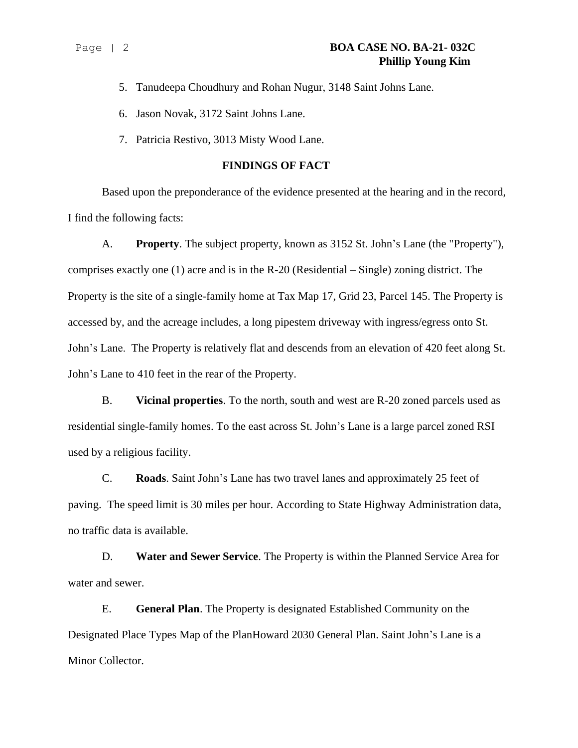5. Tanudeepa Choudhury and Rohan Nugur, 3148 Saint Johns Lane.

6. Jason Novak, 3172 Saint Johns Lane.

7. Patricia Restivo, 3013 Misty Wood Lane.

## FINDINGS OF FACT

Based upon the preponderance of the evidence presented at the hearing and in the record, I find the following facts:

A. **Property**. The subject property, known as 3152 St. John's Lane (the "Property"), comprises exactly one (1) acre and is in the R-20 (Residential – Single) zoning district. The Property is the site of a single-family home at Tax Map 17, Grid 23, Parcel 145. The Property is accessed by, and the acreage includes, a long pipestem driveway with ingress/egress onto St. John's Lane. The Property is relatively flat and descends from an elevation of 420 feet along St. John's Lane to 410 feet in the rear of the Property.

B. **Vicinal properties**. To the north, south and west are R-20 zoned parcels used as residential single-family homes. To the east across St. John's Lane is a large parcel zoned RSI used by a religious facility.

C. **Roads**. Saint John's Lane has two travel lanes and approximately 25 feet of paving. The speed limit is 30 miles per hour. According to State Highway Administration data, no traffic data is available.

D. **Water and Sewer Service**. The Property is within the Planned Service Area for water and sewer.

E. **General Plan**. The Property is designated Established Community on the Designated Place Types Map of the PlanHoward 2030 General Plan. Saint John's Lane is a Minor Collector.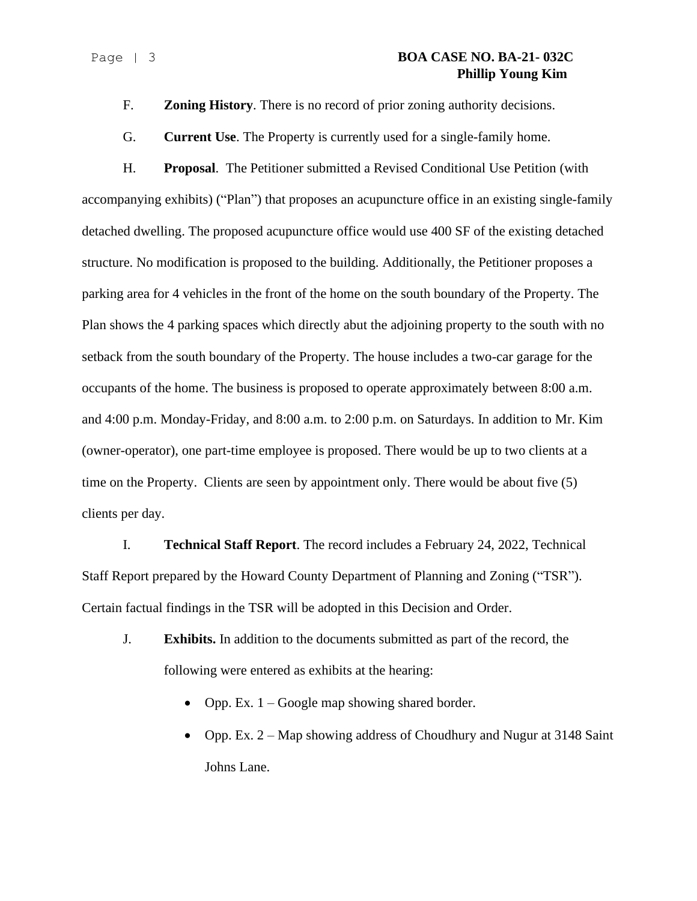F. **Zoning History**. There is no record of prior zoning authority decisions.

G. **Current Use**. The Property is currently used for a single-family home.

H. **Proposal**. The Petitioner submitted a Revised Conditional Use Petition (with accompanying exhibits) ("Plan") that proposes an acupuncture office in an existing single-family detached dwelling. The proposed acupuncture office would use 400 SF of the existing detached structure. No modification is proposed to the building. Additionally, the Petitioner proposes a parking area for 4 vehicles in the front of the home on the south boundary of the Property. The Plan shows the 4 parking spaces which directly abut the adjoining property to the south with no setback from the south boundary of the Property. The house includes a two-car garage for the occupants of the home. The business is proposed to operate approximately between 8:00 a.m. and 4:00 p.m. Monday-Friday, and 8:00 a.m. to 2:00 p.m. on Saturdays. In addition to Mr. Kim (owner-operator), one part-time employee is proposed. There would be up to two clients at a time on the Property. Clients are seen by appointment only. There would be about five (5) clients per day.

I. **Technical Staff Report**. The record includes a February 24, 2022, Technical Staff Report prepared by the Howard County Department of Planning and Zoning ("TSR"). Certain factual findings in the TSR will be adopted in this Decision and Order.

J. **Exhibits.** In addition to the documents submitted as part of the record, the following were entered as exhibits at the hearing:

- Opp. Ex. 1 – Google map showing shared border.
- Opp. Ex. 2 – Map showing address of Choudhury and Nugur at 3148 Saint Johns Lane.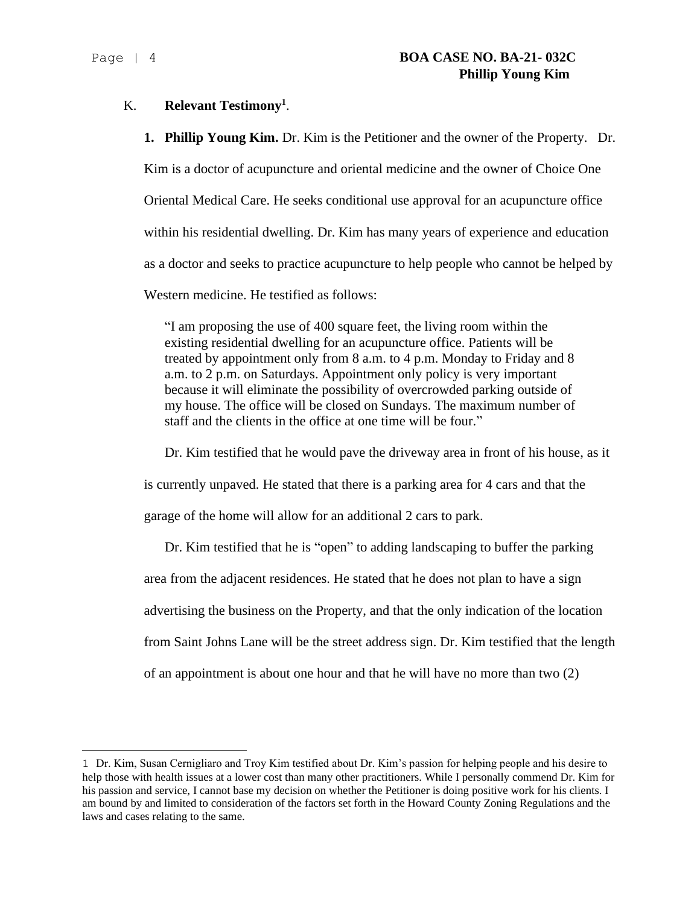K. **Relevant Testimony[1]**.

**1. Phillip Young Kim.** Dr. Kim is the Petitioner and the owner of the Property. Dr. Kim is a doctor of acupuncture and oriental medicine and the owner of Choice One Oriental Medical Care. He seeks conditional use approval for an acupuncture office within his residential dwelling. Dr. Kim has many years of experience and education as a doctor and seeks to practice acupuncture to help people who cannot be helped by Western medicine. He testified as follows:

> "I am proposing the use of 400 square feet, the living room within the existing residential dwelling for an acupuncture office. Patients will be treated by appointment only from 8 a.m. to 4 p.m. Monday to Friday and 8 a.m. to 2 p.m. on Saturdays. Appointment only policy is very important because it will eliminate the possibility of overcrowded parking outside of my house. The office will be closed on Sundays. The maximum number of staff and the clients in the office at one time will be four."

Dr. Kim testified that he would pave the driveway area in front of his house, as it is currently unpaved. He stated that there is a parking area for 4 cars and that the garage of the home will allow for an additional 2 cars to park.

Dr. Kim testified that he is "open" to adding landscaping to buffer the parking area from the adjacent residences. He stated that he does not plan to have a sign advertising the business on the Property, and that the only indication of the location from Saint Johns Lane will be the street address sign. Dr. Kim testified that the length of an appointment is about one hour and that he will have no more than two (2)

---

[1] Dr. Kim, Susan Cernigliaro and Troy Kim testified about Dr. Kim's passion for helping people and his desire to help those with health issues at a lower cost than many other practitioners. While I personally commend Dr. Kim for his passion and service, I cannot base my decision on whether the Petitioner is doing positive work for his clients. I am bound by and limited to consideration of the factors set forth in the Howard County Zoning Regulations and the laws and cases relating to the same.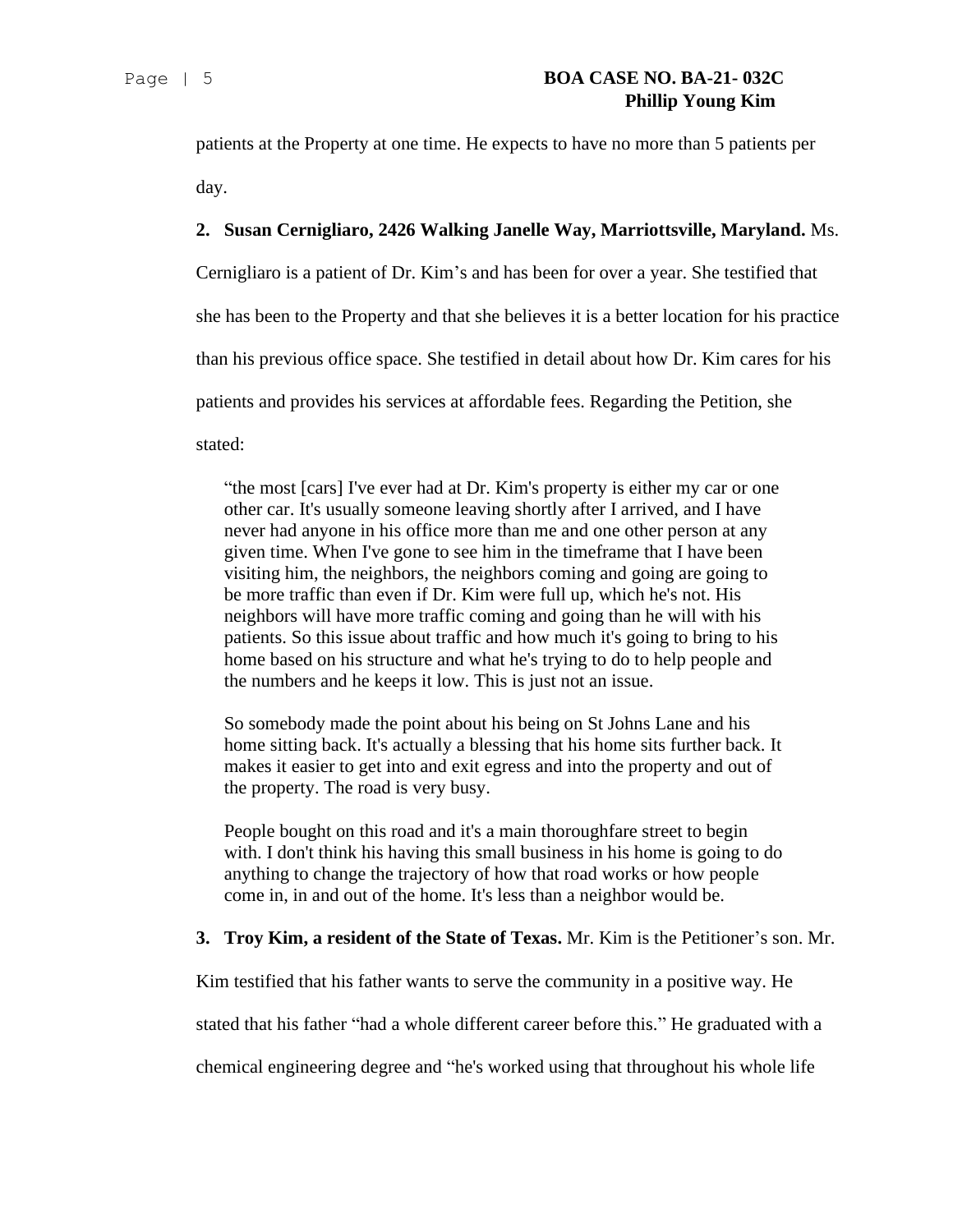patients at the Property at one time. He expects to have no more than 5 patients per day.

**2. Susan Cernigliaro, 2426 Walking Janelle Way, Marriottsville, Maryland.** Ms. Cernigliaro is a patient of Dr. Kim's and has been for over a year. She testified that she has been to the Property and that she believes it is a better location for his practice than his previous office space. She testified in detail about how Dr. Kim cares for his patients and provides his services at affordable fees. Regarding the Petition, she stated:

> "the most [cars] I've ever had at Dr. Kim's property is either my car or one other car. It's usually someone leaving shortly after I arrived, and I have never had anyone in his office more than me and one other person at any given time. When I've gone to see him in the timeframe that I have been visiting him, the neighbors, the neighbors coming and going are going to be more traffic than even if Dr. Kim were full up, which he's not. His neighbors will have more traffic coming and going than he will with his patients. So this issue about traffic and how much it's going to bring to his home based on his structure and what he's trying to do to help people and the numbers and he keeps it low. This is just not an issue.
>
> So somebody made the point about his being on St Johns Lane and his home sitting back. It's actually a blessing that his home sits further back. It makes it easier to get into and exit egress and into the property and out of the property. The road is very busy.
>
> People bought on this road and it's a main thoroughfare street to begin with. I don't think his having this small business in his home is going to do anything to change the trajectory of how that road works or how people come in, in and out of the home. It's less than a neighbor would be.

**3. Troy Kim, a resident of the State of Texas.** Mr. Kim is the Petitioner's son. Mr. Kim testified that his father wants to serve the community in a positive way. He stated that his father "had a whole different career before this." He graduated with a chemical engineering degree and "he's worked using that throughout his whole life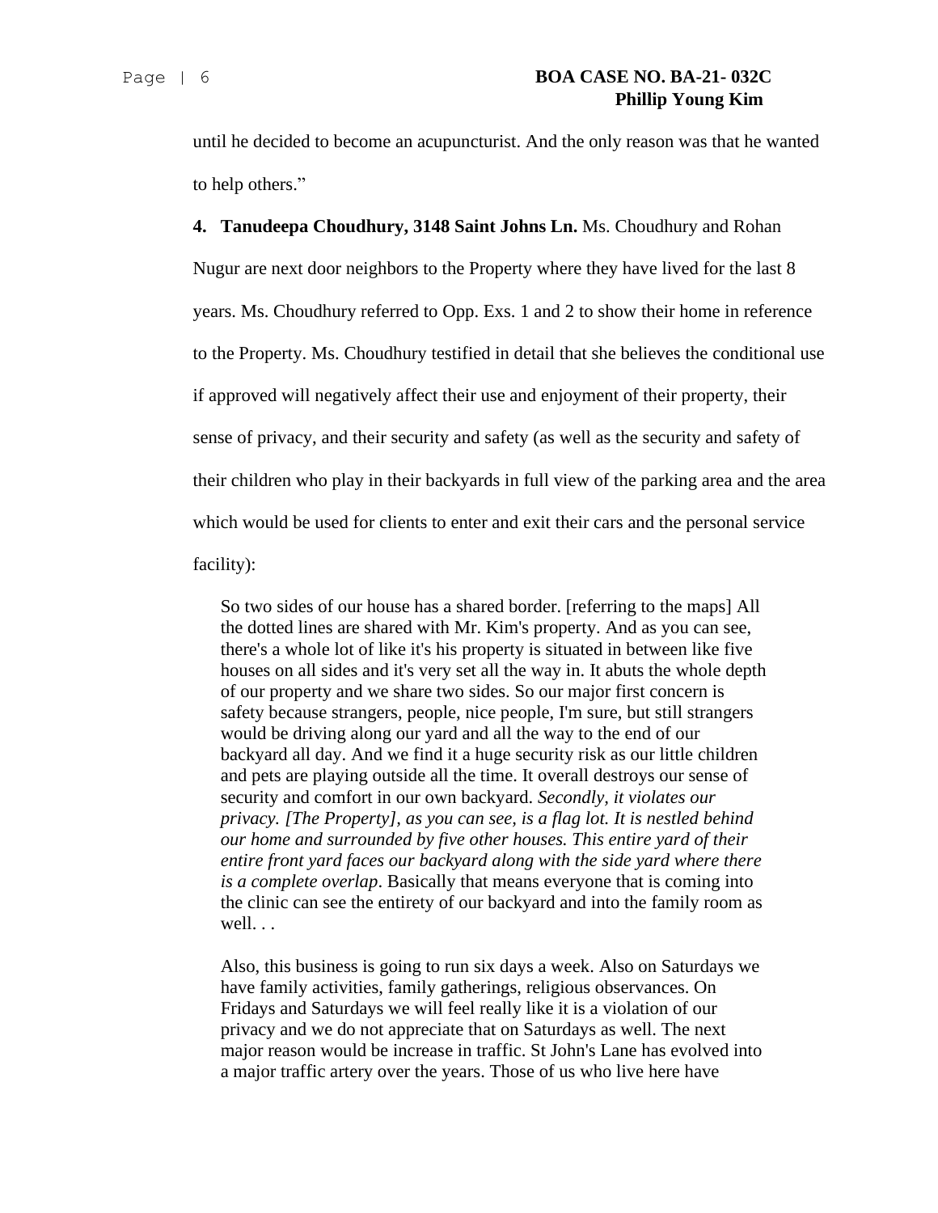until he decided to become an acupuncturist. And the only reason was that he wanted to help others."

**4. Tanudeepa Choudhury, 3148 Saint Johns Ln.** Ms. Choudhury and Rohan Nugur are next door neighbors to the Property where they have lived for the last 8 years. Ms. Choudhury referred to Opp. Exs. 1 and 2 to show their home in reference to the Property. Ms. Choudhury testified in detail that she believes the conditional use if approved will negatively affect their use and enjoyment of their property, their sense of privacy, and their security and safety (as well as the security and safety of their children who play in their backyards in full view of the parking area and the area which would be used for clients to enter and exit their cars and the personal service facility):

> So two sides of our house has a shared border. [referring to the maps] All the dotted lines are shared with Mr. Kim's property. And as you can see, there's a whole lot of like it's his property is situated in between like five houses on all sides and it's very set all the way in. It abuts the whole depth of our property and we share two sides. So our major first concern is safety because strangers, people, nice people, I'm sure, but still strangers would be driving along our yard and all the way to the end of our backyard all day. And we find it a huge security risk as our little children and pets are playing outside all the time. It overall destroys our sense of security and comfort in our own backyard. *Secondly, it violates our privacy. [The Property], as you can see, is a flag lot. It is nestled behind our home and surrounded by five other houses. This entire yard of their entire front yard faces our backyard along with the side yard where there is a complete overlap*. Basically that means everyone that is coming into the clinic can see the entirety of our backyard and into the family room as well. . .
>
> Also, this business is going to run six days a week. Also on Saturdays we have family activities, family gatherings, religious observances. On Fridays and Saturdays we will feel really like it is a violation of our privacy and we do not appreciate that on Saturdays as well. The next major reason would be increase in traffic. St John's Lane has evolved into a major traffic artery over the years. Those of us who live here have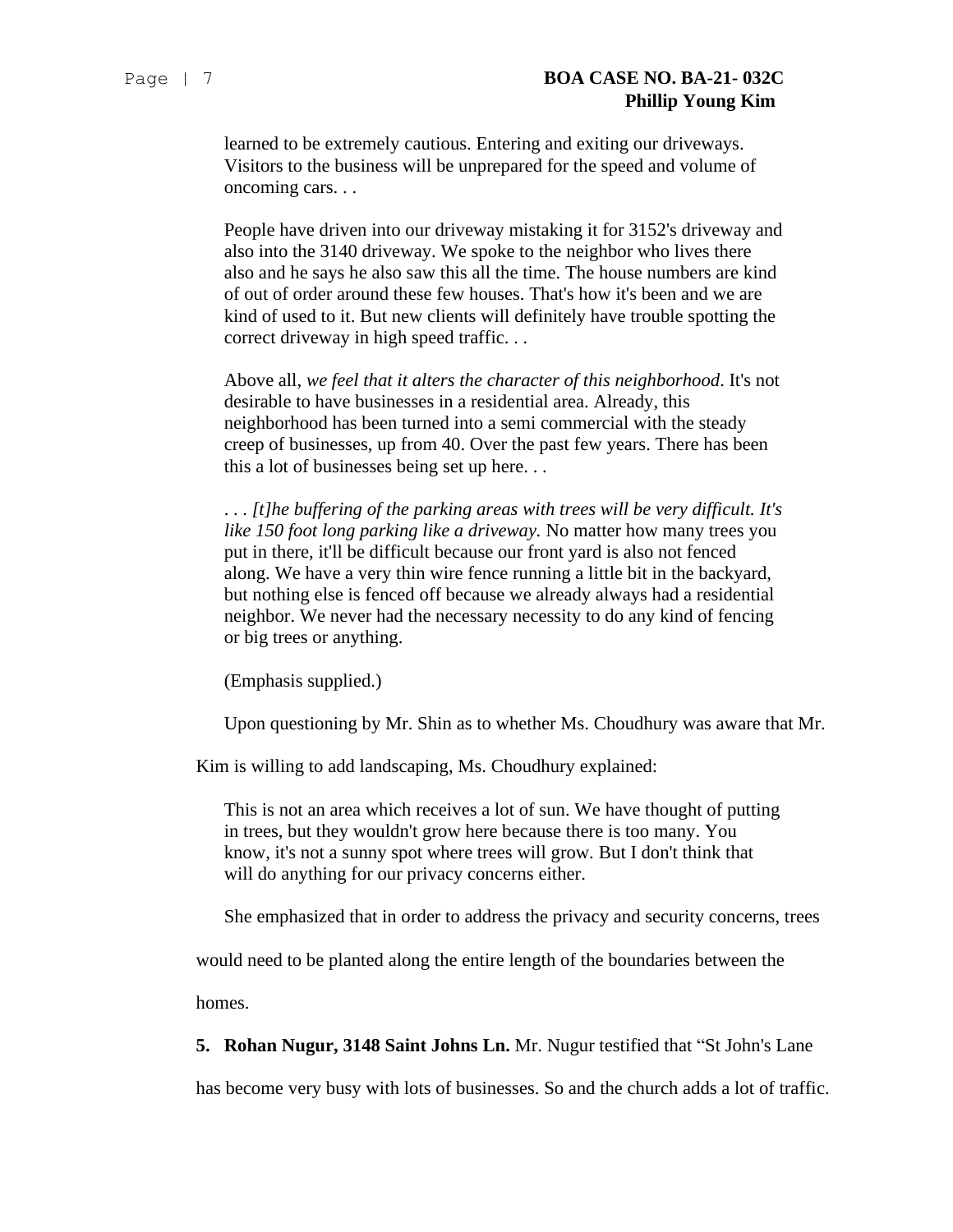learned to be extremely cautious. Entering and exiting our driveways. Visitors to the business will be unprepared for the speed and volume of oncoming cars. . .

People have driven into our driveway mistaking it for 3152's driveway and also into the 3140 driveway. We spoke to the neighbor who lives there also and he says he also saw this all the time. The house numbers are kind of out of order around these few houses. That's how it's been and we are kind of used to it. But new clients will definitely have trouble spotting the correct driveway in high speed traffic. . .

Above all, *we feel that it alters the character of this neighborhood*. It's not desirable to have businesses in a residential area. Already, this neighborhood has been turned into a semi commercial with the steady creep of businesses, up from 40. Over the past few years. There has been this a lot of businesses being set up here. . .

. . . *[t]he buffering of the parking areas with trees will be very difficult. It's like 150 foot long parking like a driveway.* No matter how many trees you put in there, it'll be difficult because our front yard is also not fenced along. We have a very thin wire fence running a little bit in the backyard, but nothing else is fenced off because we already always had a residential neighbor. We never had the necessary necessity to do any kind of fencing or big trees or anything.

(Emphasis supplied.)

Upon questioning by Mr. Shin as to whether Ms. Choudhury was aware that Mr. Kim is willing to add landscaping, Ms. Choudhury explained:

This is not an area which receives a lot of sun. We have thought of putting in trees, but they wouldn't grow here because there is too many. You know, it's not a sunny spot where trees will grow. But I don't think that will do anything for our privacy concerns either.

She emphasized that in order to address the privacy and security concerns, trees would need to be planted along the entire length of the boundaries between the homes.

5. **Rohan Nugur, 3148 Saint Johns Ln.** Mr. Nugur testified that "St John's Lane has become very busy with lots of businesses. So and the church adds a lot of traffic.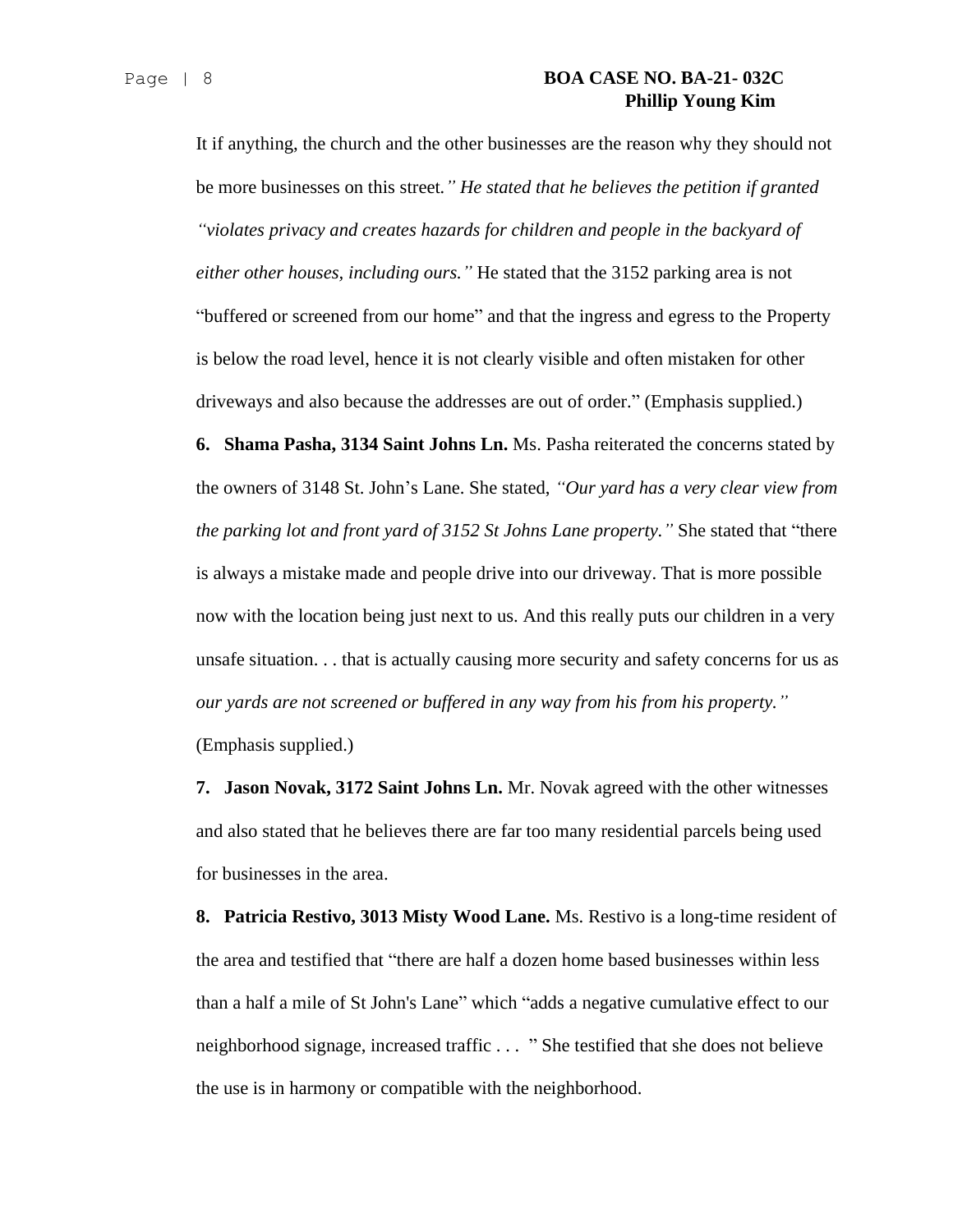It if anything, the church and the other businesses are the reason why they should not be more businesses on this street*." He stated that he believes the petition if granted "violates privacy and creates hazards for children and people in the backyard of either other houses, including ours."* He stated that the 3152 parking area is not "buffered or screened from our home" and that the ingress and egress to the Property is below the road level, hence it is not clearly visible and often mistaken for other driveways and also because the addresses are out of order." (Emphasis supplied.)

**6. Shama Pasha, 3134 Saint Johns Ln.** Ms. Pasha reiterated the concerns stated by the owners of 3148 St. John's Lane. She stated, *"Our yard has a very clear view from the parking lot and front yard of 3152 St Johns Lane property."* She stated that "there is always a mistake made and people drive into our driveway. That is more possible now with the location being just next to us. And this really puts our children in a very unsafe situation. . . that is actually causing more security and safety concerns for us as *our yards are not screened or buffered in any way from his from his property."* (Emphasis supplied.)

**7. Jason Novak, 3172 Saint Johns Ln.** Mr. Novak agreed with the other witnesses and also stated that he believes there are far too many residential parcels being used for businesses in the area.

**8. Patricia Restivo, 3013 Misty Wood Lane.** Ms. Restivo is a long-time resident of the area and testified that "there are half a dozen home based businesses within less than a half a mile of St John's Lane" which "adds a negative cumulative effect to our neighborhood signage, increased traffic . . . " She testified that she does not believe the use is in harmony or compatible with the neighborhood.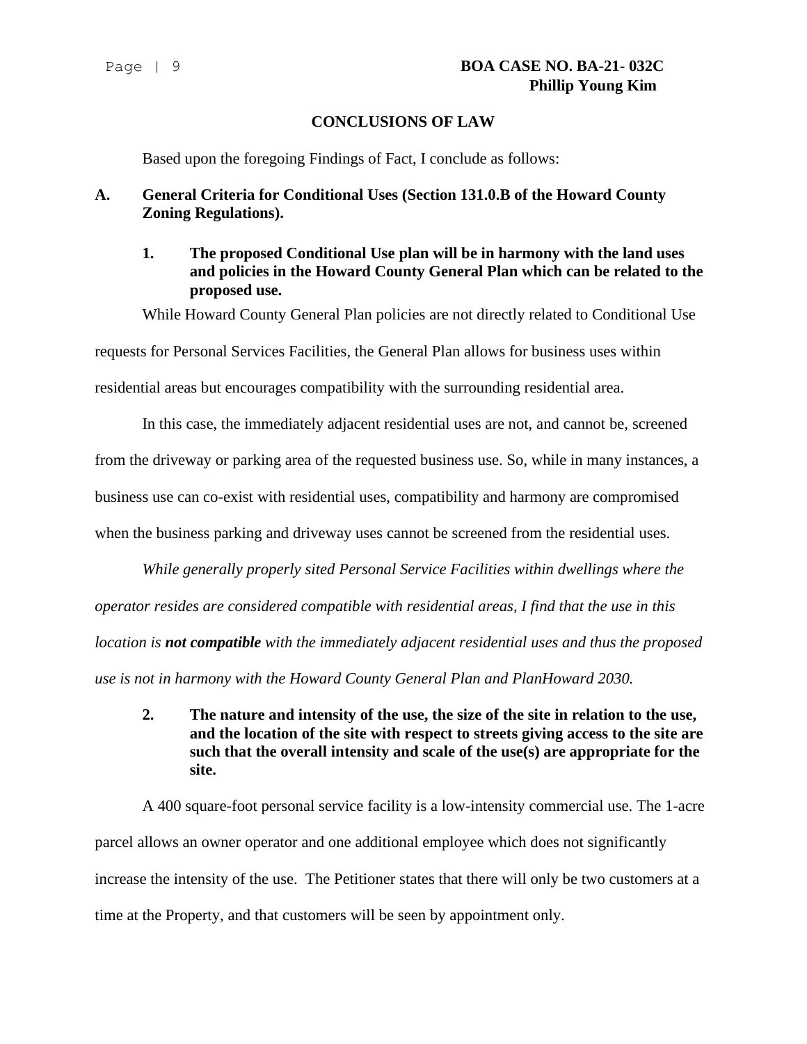## CONCLUSIONS OF LAW

Based upon the foregoing Findings of Fact, I conclude as follows:

**A. General Criteria for Conditional Uses (Section 131.0.B of the Howard County Zoning Regulations).**

**1. The proposed Conditional Use plan will be in harmony with the land uses and policies in the Howard County General Plan which can be related to the proposed use.**

While Howard County General Plan policies are not directly related to Conditional Use requests for Personal Services Facilities, the General Plan allows for business uses within residential areas but encourages compatibility with the surrounding residential area.

In this case, the immediately adjacent residential uses are not, and cannot be, screened from the driveway or parking area of the requested business use. So, while in many instances, a business use can co-exist with residential uses, compatibility and harmony are compromised when the business parking and driveway uses cannot be screened from the residential uses.

*While generally properly sited Personal Service Facilities within dwellings where the operator resides are considered compatible with residential areas, I find that the use in this location is* ***not compatible*** *with the immediately adjacent residential uses and thus the proposed use is not in harmony with the Howard County General Plan and PlanHoward 2030.*

**2. The nature and intensity of the use, the size of the site in relation to the use, and the location of the site with respect to streets giving access to the site are such that the overall intensity and scale of the use(s) are appropriate for the site.**

A 400 square-foot personal service facility is a low-intensity commercial use. The 1-acre parcel allows an owner operator and one additional employee which does not significantly increase the intensity of the use. The Petitioner states that there will only be two customers at a time at the Property, and that customers will be seen by appointment only.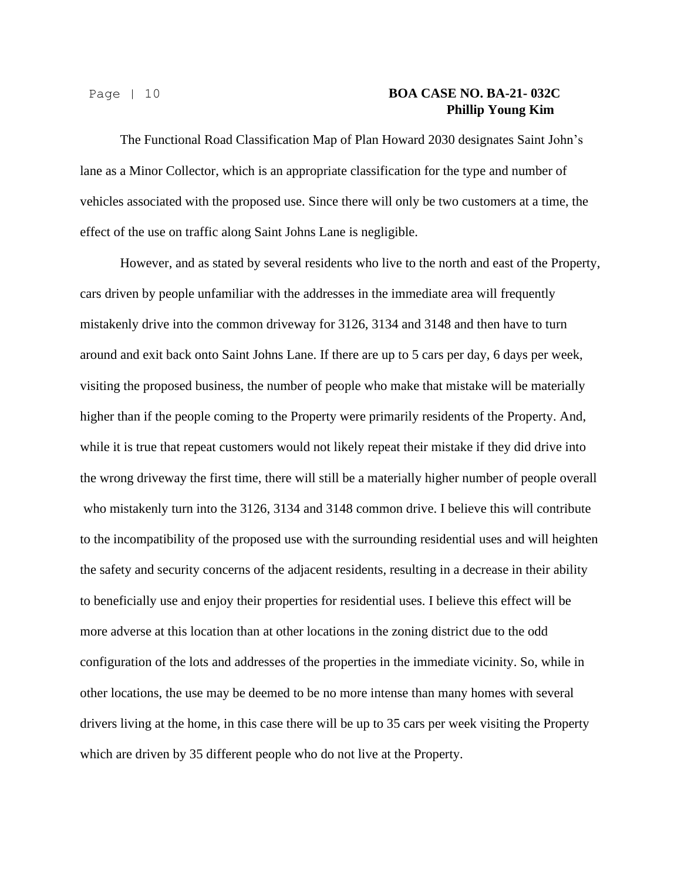The Functional Road Classification Map of Plan Howard 2030 designates Saint John's lane as a Minor Collector, which is an appropriate classification for the type and number of vehicles associated with the proposed use. Since there will only be two customers at a time, the effect of the use on traffic along Saint Johns Lane is negligible.

However, and as stated by several residents who live to the north and east of the Property, cars driven by people unfamiliar with the addresses in the immediate area will frequently mistakenly drive into the common driveway for 3126, 3134 and 3148 and then have to turn around and exit back onto Saint Johns Lane. If there are up to 5 cars per day, 6 days per week, visiting the proposed business, the number of people who make that mistake will be materially higher than if the people coming to the Property were primarily residents of the Property. And, while it is true that repeat customers would not likely repeat their mistake if they did drive into the wrong driveway the first time, there will still be a materially higher number of people overall who mistakenly turn into the 3126, 3134 and 3148 common drive. I believe this will contribute to the incompatibility of the proposed use with the surrounding residential uses and will heighten the safety and security concerns of the adjacent residents, resulting in a decrease in their ability to beneficially use and enjoy their properties for residential uses. I believe this effect will be more adverse at this location than at other locations in the zoning district due to the odd configuration of the lots and addresses of the properties in the immediate vicinity. So, while in other locations, the use may be deemed to be no more intense than many homes with several drivers living at the home, in this case there will be up to 35 cars per week visiting the Property which are driven by 35 different people who do not live at the Property.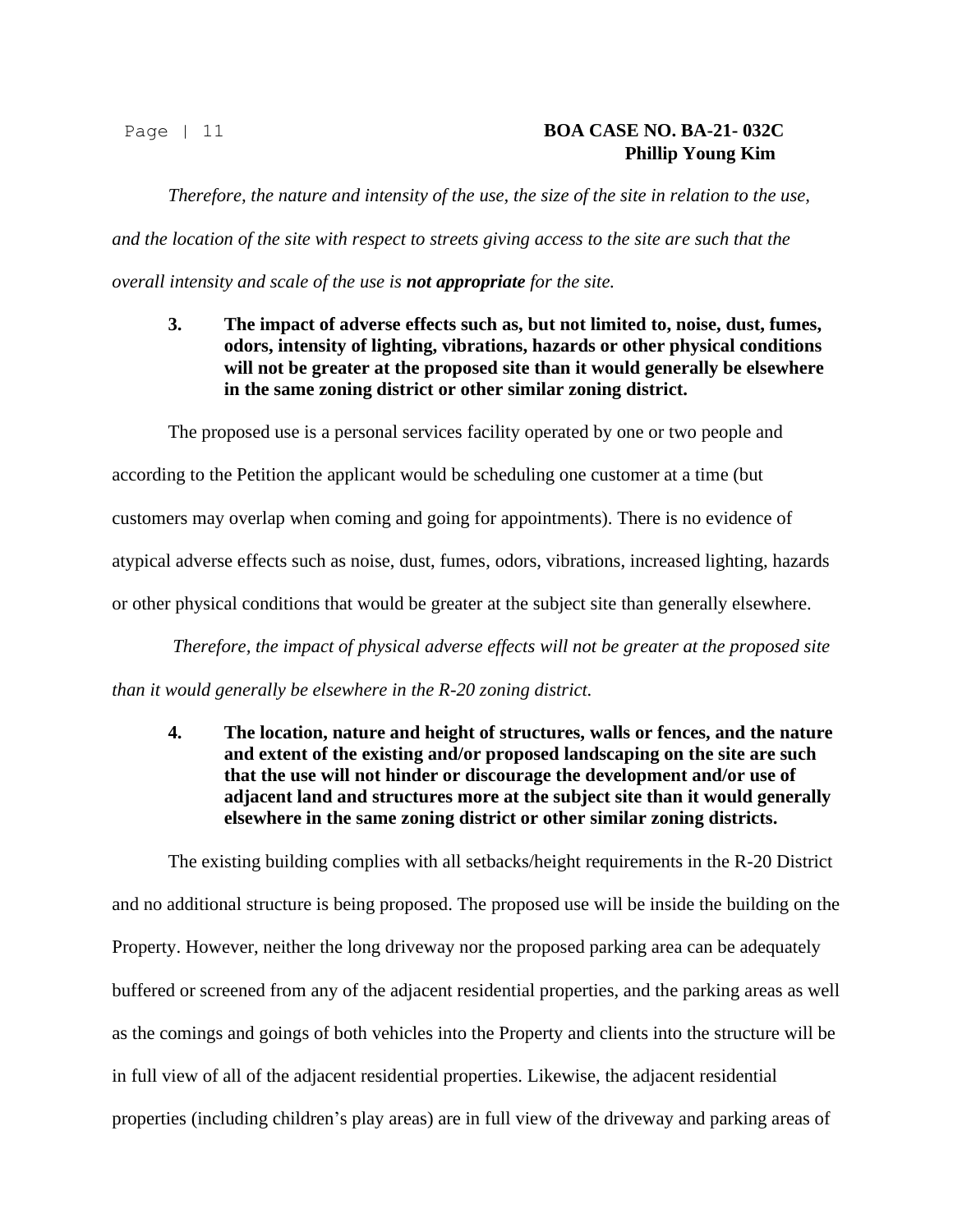*Therefore, the nature and intensity of the use, the size of the site in relation to the use, and the location of the site with respect to streets giving access to the site are such that the overall intensity and scale of the use is* ***not appropriate*** *for the site.*

**3. The impact of adverse effects such as, but not limited to, noise, dust, fumes, odors, intensity of lighting, vibrations, hazards or other physical conditions will not be greater at the proposed site than it would generally be elsewhere in the same zoning district or other similar zoning district.**

The proposed use is a personal services facility operated by one or two people and according to the Petition the applicant would be scheduling one customer at a time (but customers may overlap when coming and going for appointments). There is no evidence of atypical adverse effects such as noise, dust, fumes, odors, vibrations, increased lighting, hazards or other physical conditions that would be greater at the subject site than generally elsewhere.

*Therefore, the impact of physical adverse effects will not be greater at the proposed site than it would generally be elsewhere in the R-20 zoning district.*

**4. The location, nature and height of structures, walls or fences, and the nature and extent of the existing and/or proposed landscaping on the site are such that the use will not hinder or discourage the development and/or use of adjacent land and structures more at the subject site than it would generally elsewhere in the same zoning district or other similar zoning districts.**

The existing building complies with all setbacks/height requirements in the R-20 District and no additional structure is being proposed. The proposed use will be inside the building on the Property. However, neither the long driveway nor the proposed parking area can be adequately buffered or screened from any of the adjacent residential properties, and the parking areas as well as the comings and goings of both vehicles into the Property and clients into the structure will be in full view of all of the adjacent residential properties. Likewise, the adjacent residential properties (including children's play areas) are in full view of the driveway and parking areas of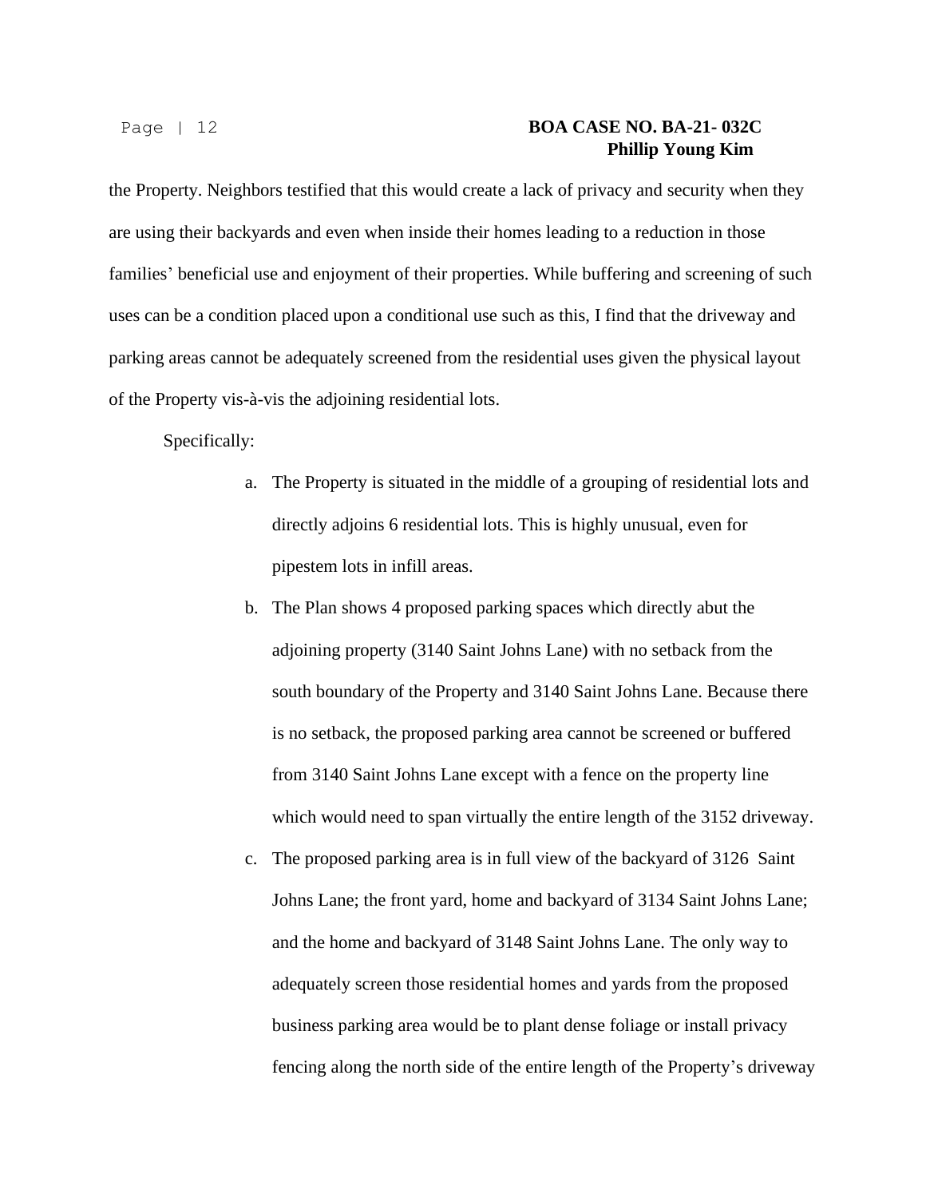the Property. Neighbors testified that this would create a lack of privacy and security when they are using their backyards and even when inside their homes leading to a reduction in those families' beneficial use and enjoyment of their properties. While buffering and screening of such uses can be a condition placed upon a conditional use such as this, I find that the driveway and parking areas cannot be adequately screened from the residential uses given the physical layout of the Property vis-à-vis the adjoining residential lots.

Specifically:

a. The Property is situated in the middle of a grouping of residential lots and directly adjoins 6 residential lots. This is highly unusual, even for pipestem lots in infill areas.

b. The Plan shows 4 proposed parking spaces which directly abut the adjoining property (3140 Saint Johns Lane) with no setback from the south boundary of the Property and 3140 Saint Johns Lane. Because there is no setback, the proposed parking area cannot be screened or buffered from 3140 Saint Johns Lane except with a fence on the property line which would need to span virtually the entire length of the 3152 driveway.

c. The proposed parking area is in full view of the backyard of 3126 Saint Johns Lane; the front yard, home and backyard of 3134 Saint Johns Lane; and the home and backyard of 3148 Saint Johns Lane. The only way to adequately screen those residential homes and yards from the proposed business parking area would be to plant dense foliage or install privacy fencing along the north side of the entire length of the Property's driveway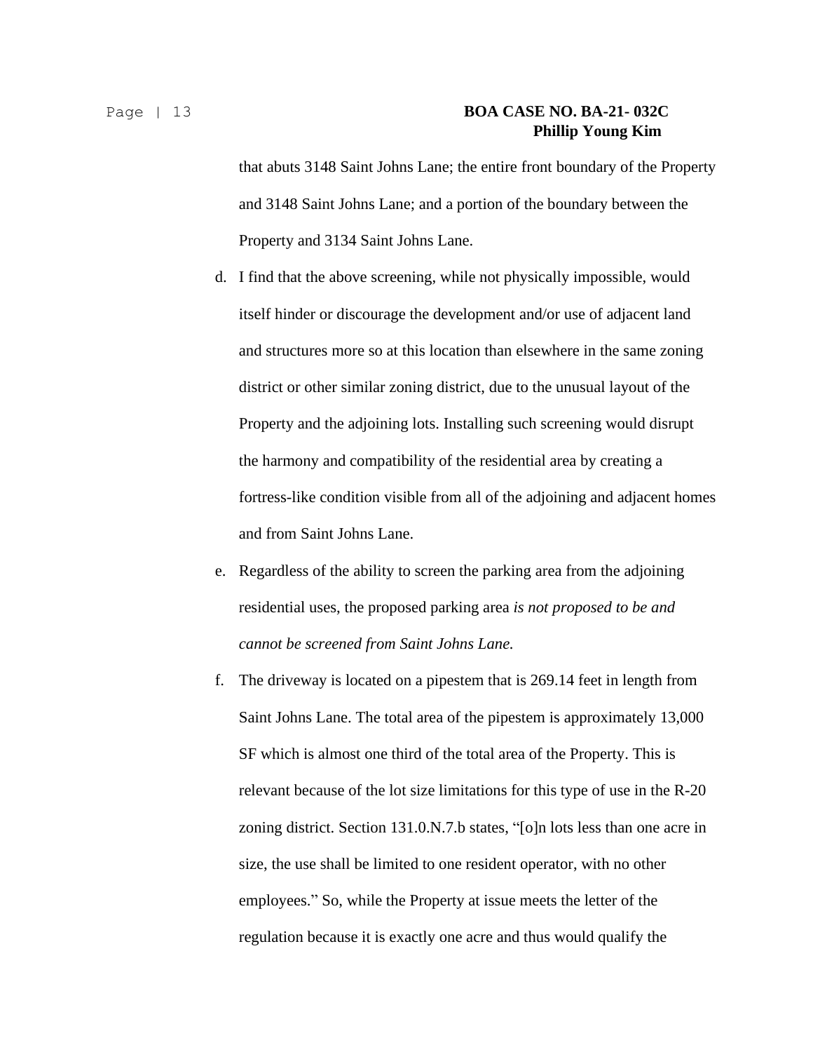that abuts 3148 Saint Johns Lane; the entire front boundary of the Property and 3148 Saint Johns Lane; and a portion of the boundary between the Property and 3134 Saint Johns Lane.

d. I find that the above screening, while not physically impossible, would itself hinder or discourage the development and/or use of adjacent land and structures more so at this location than elsewhere in the same zoning district or other similar zoning district, due to the unusual layout of the Property and the adjoining lots. Installing such screening would disrupt the harmony and compatibility of the residential area by creating a fortress-like condition visible from all of the adjoining and adjacent homes and from Saint Johns Lane.

e. Regardless of the ability to screen the parking area from the adjoining residential uses, the proposed parking area *is not proposed to be and cannot be screened from Saint Johns Lane.*

f. The driveway is located on a pipestem that is 269.14 feet in length from Saint Johns Lane. The total area of the pipestem is approximately 13,000 SF which is almost one third of the total area of the Property. This is relevant because of the lot size limitations for this type of use in the R-20 zoning district. Section 131.0.N.7.b states, "[o]n lots less than one acre in size, the use shall be limited to one resident operator, with no other employees." So, while the Property at issue meets the letter of the regulation because it is exactly one acre and thus would qualify the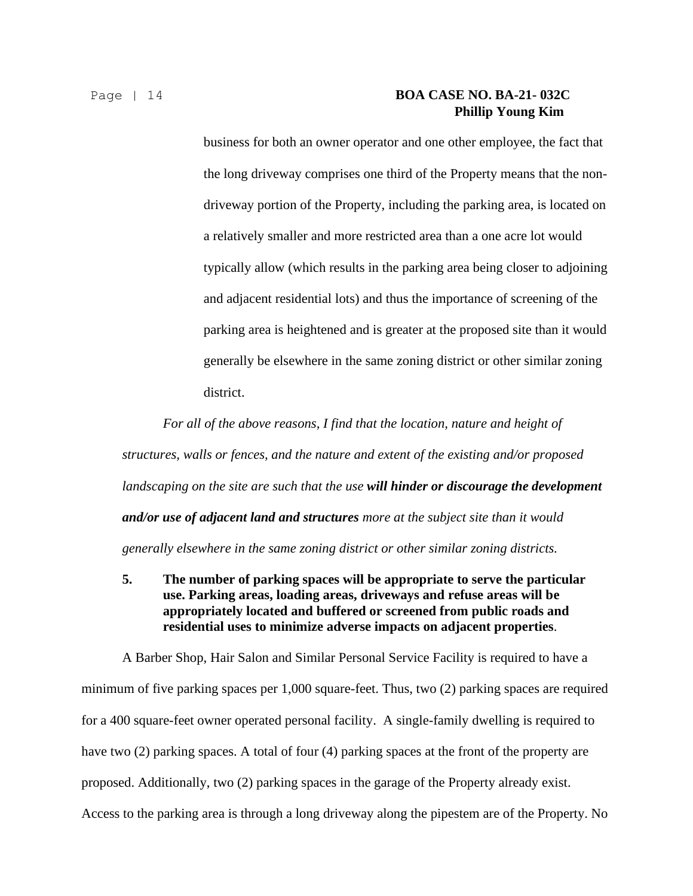business for both an owner operator and one other employee, the fact that the long driveway comprises one third of the Property means that the non-driveway portion of the Property, including the parking area, is located on a relatively smaller and more restricted area than a one acre lot would typically allow (which results in the parking area being closer to adjoining and adjacent residential lots) and thus the importance of screening of the parking area is heightened and is greater at the proposed site than it would generally be elsewhere in the same zoning district or other similar zoning district.

*For all of the above reasons, I find that the location, nature and height of structures, walls or fences, and the nature and extent of the existing and/or proposed landscaping on the site are such that the use* ***will hinder or discourage the development and/or use of adjacent land and structures*** *more at the subject site than it would generally elsewhere in the same zoning district or other similar zoning districts.*

**5. The number of parking spaces will be appropriate to serve the particular use. Parking areas, loading areas, driveways and refuse areas will be appropriately located and buffered or screened from public roads and residential uses to minimize adverse impacts on adjacent properties**.

A Barber Shop, Hair Salon and Similar Personal Service Facility is required to have a minimum of five parking spaces per 1,000 square-feet. Thus, two (2) parking spaces are required for a 400 square-feet owner operated personal facility. A single-family dwelling is required to have two (2) parking spaces. A total of four (4) parking spaces at the front of the property are proposed. Additionally, two (2) parking spaces in the garage of the Property already exist. Access to the parking area is through a long driveway along the pipestem are of the Property. No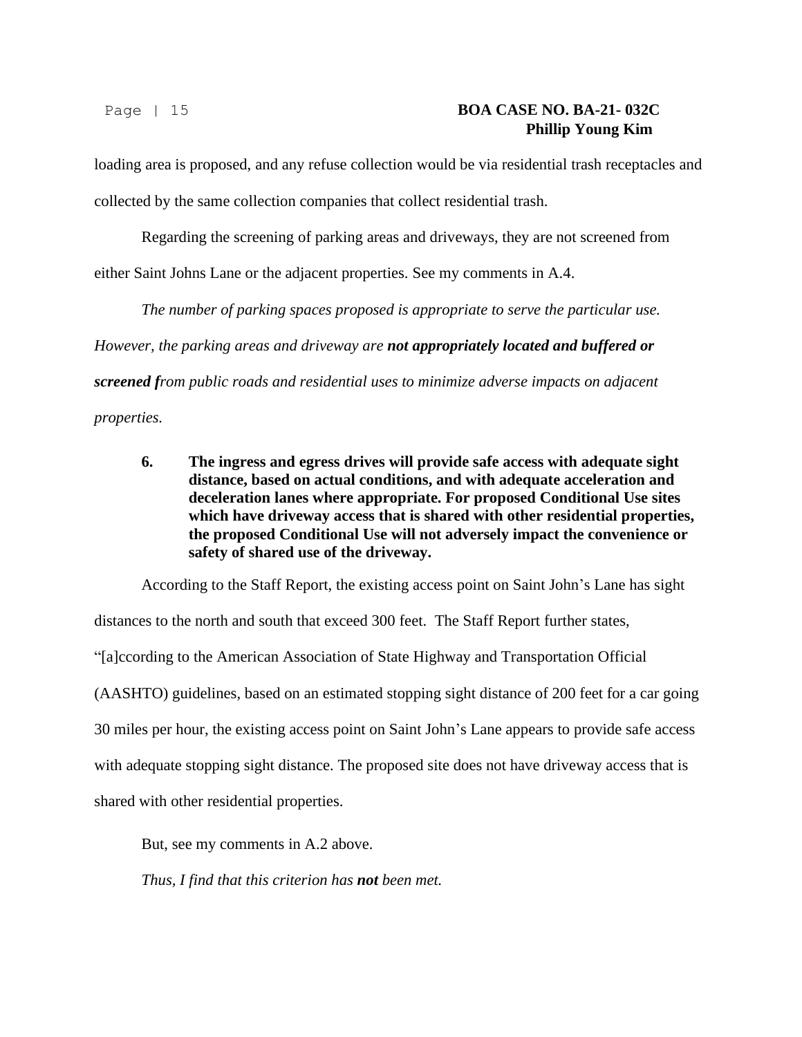loading area is proposed, and any refuse collection would be via residential trash receptacles and collected by the same collection companies that collect residential trash.

Regarding the screening of parking areas and driveways, they are not screened from either Saint Johns Lane or the adjacent properties. See my comments in A.4.

*The number of parking spaces proposed is appropriate to serve the particular use. However, the parking areas and driveway are **not appropriately located and buffered or screened f**rom public roads and residential uses to minimize adverse impacts on adjacent properties.*

**6. The ingress and egress drives will provide safe access with adequate sight distance, based on actual conditions, and with adequate acceleration and deceleration lanes where appropriate. For proposed Conditional Use sites which have driveway access that is shared with other residential properties, the proposed Conditional Use will not adversely impact the convenience or safety of shared use of the driveway.**

According to the Staff Report, the existing access point on Saint John's Lane has sight distances to the north and south that exceed 300 feet. The Staff Report further states, "[a]ccording to the American Association of State Highway and Transportation Official (AASHTO) guidelines, based on an estimated stopping sight distance of 200 feet for a car going 30 miles per hour, the existing access point on Saint John's Lane appears to provide safe access with adequate stopping sight distance. The proposed site does not have driveway access that is shared with other residential properties.

But, see my comments in A.2 above.

*Thus, I find that this criterion has **not** been met.*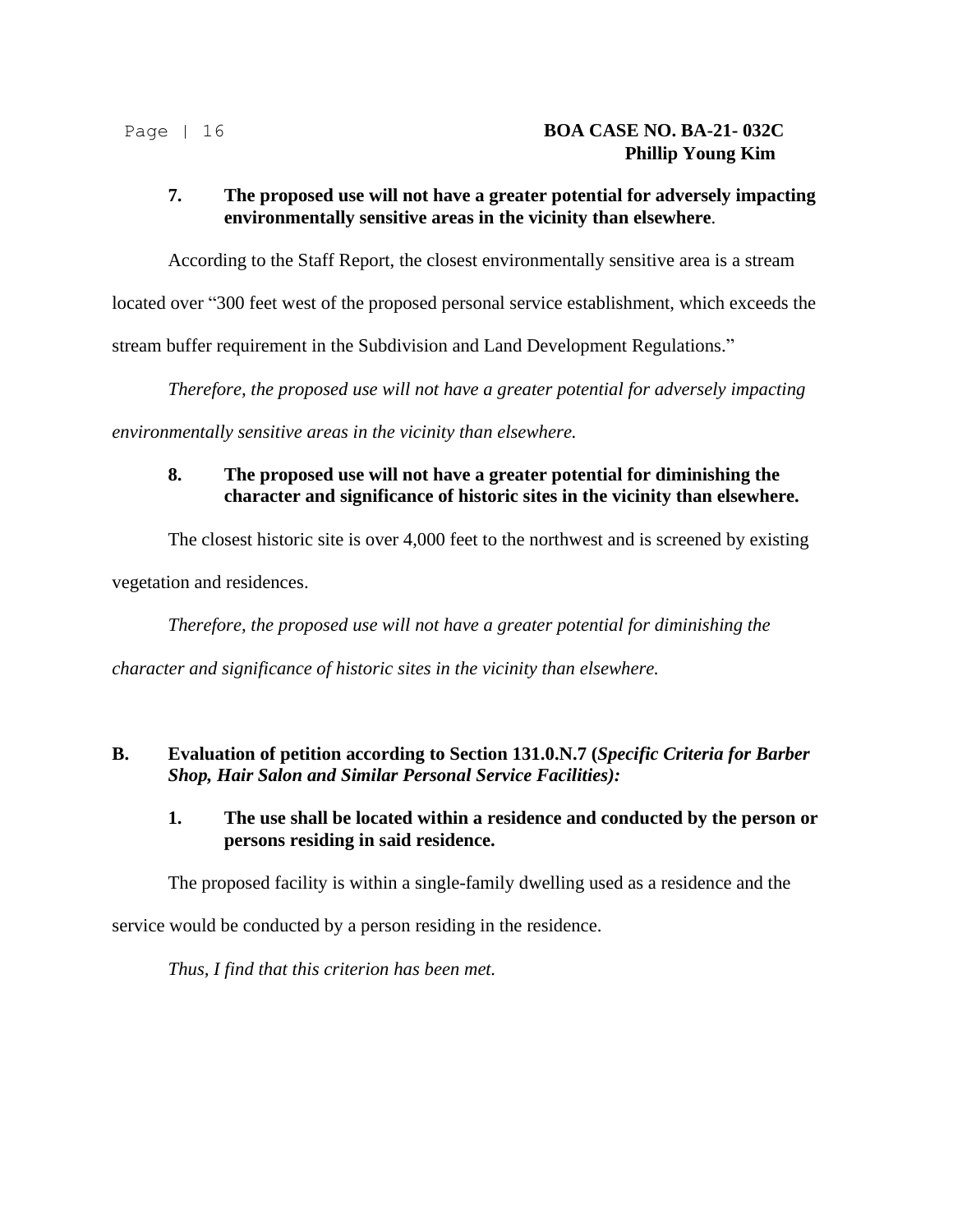**7. The proposed use will not have a greater potential for adversely impacting environmentally sensitive areas in the vicinity than elsewhere**.

According to the Staff Report, the closest environmentally sensitive area is a stream located over "300 feet west of the proposed personal service establishment, which exceeds the stream buffer requirement in the Subdivision and Land Development Regulations."

*Therefore, the proposed use will not have a greater potential for adversely impacting environmentally sensitive areas in the vicinity than elsewhere.*

**8. The proposed use will not have a greater potential for diminishing the character and significance of historic sites in the vicinity than elsewhere.**

The closest historic site is over 4,000 feet to the northwest and is screened by existing vegetation and residences.

*Therefore, the proposed use will not have a greater potential for diminishing the character and significance of historic sites in the vicinity than elsewhere.*

**B. Evaluation of petition according to Section 131.0.N.7 (*Specific Criteria for Barber Shop, Hair Salon and Similar Personal Service Facilities):***

**1. The use shall be located within a residence and conducted by the person or persons residing in said residence.**

The proposed facility is within a single-family dwelling used as a residence and the service would be conducted by a person residing in the residence.

*Thus, I find that this criterion has been met.*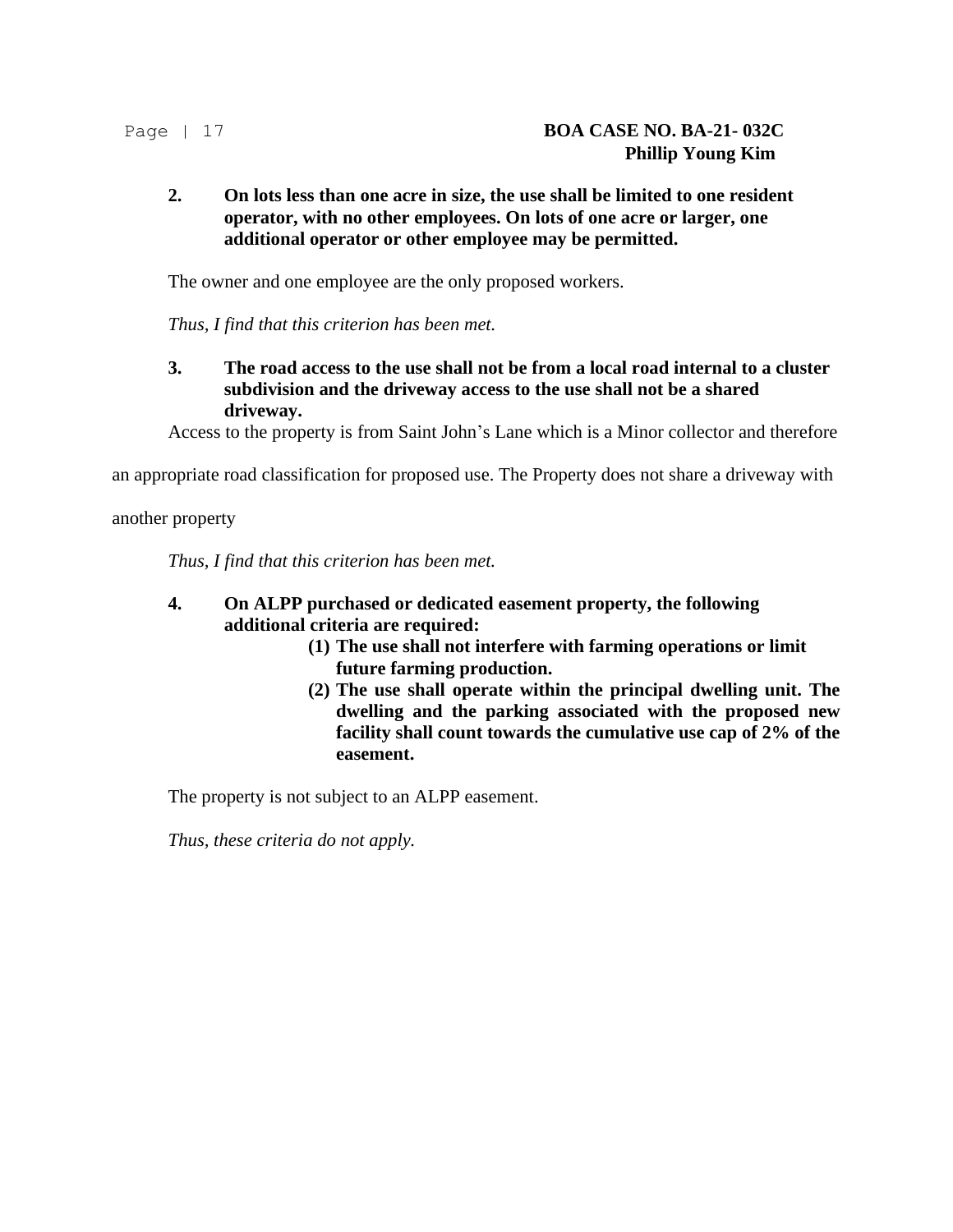**2. On lots less than one acre in size, the use shall be limited to one resident operator, with no other employees. On lots of one acre or larger, one additional operator or other employee may be permitted.**

The owner and one employee are the only proposed workers.

*Thus, I find that this criterion has been met.*

**3. The road access to the use shall not be from a local road internal to a cluster subdivision and the driveway access to the use shall not be a shared driveway.**

Access to the property is from Saint John's Lane which is a Minor collector and therefore an appropriate road classification for proposed use. The Property does not share a driveway with another property

*Thus, I find that this criterion has been met.*

**4. On ALPP purchased or dedicated easement property, the following additional criteria are required:**

**(1) The use shall not interfere with farming operations or limit future farming production.**

**(2) The use shall operate within the principal dwelling unit. The dwelling and the parking associated with the proposed new facility shall count towards the cumulative use cap of 2% of the easement.**

The property is not subject to an ALPP easement.

*Thus, these criteria do not apply.*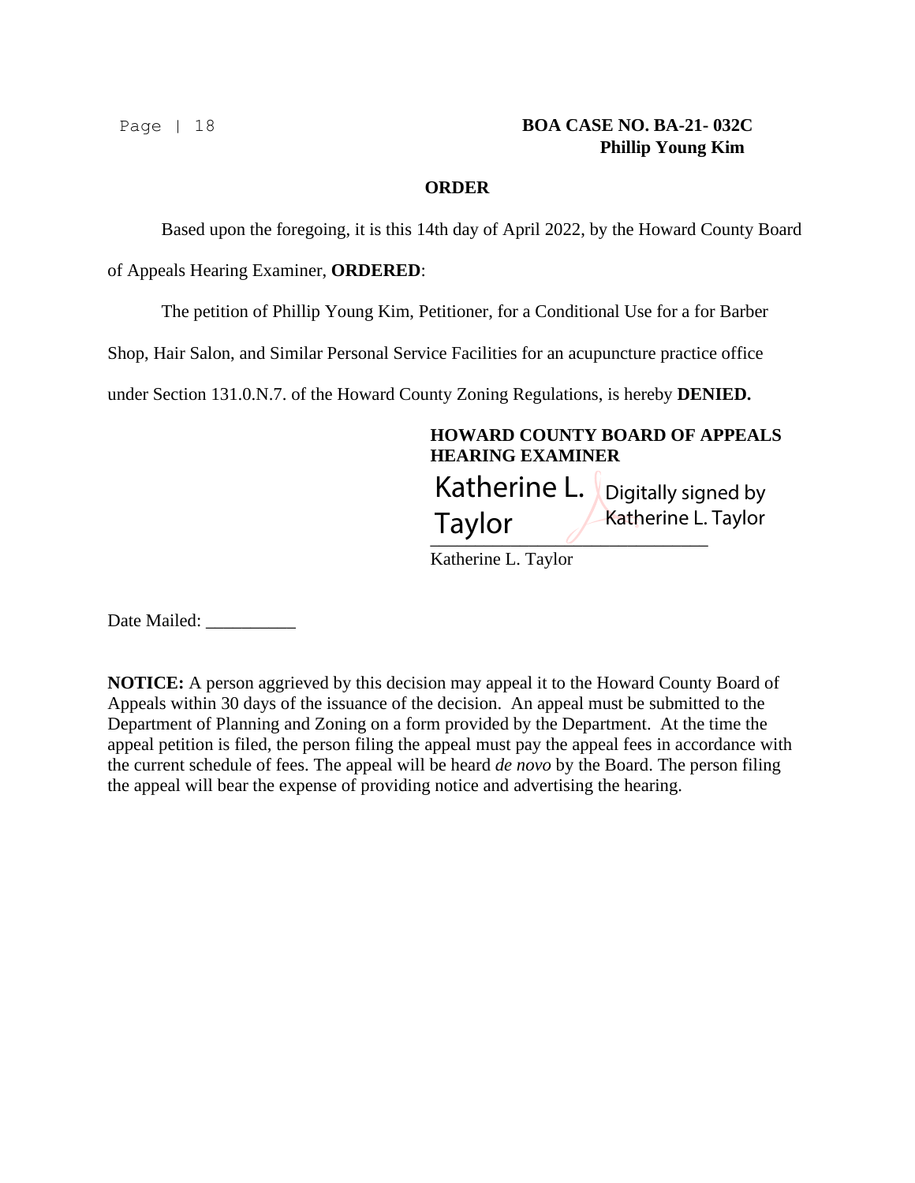**ORDER**

Based upon the foregoing, it is this 14th day of April 2022, by the Howard County Board of Appeals Hearing Examiner, **ORDERED**:

The petition of Phillip Young Kim, Petitioner, for a Conditional Use for a for Barber Shop, Hair Salon, and Similar Personal Service Facilities for an acupuncture practice office under Section 131.0.N.7. of the Howard County Zoning Regulations, is hereby **DENIED.**

**HOWARD COUNTY BOARD OF APPEALS HEARING EXAMINER**

Katherine L. Taylor Digitally signed by Katherine L. Taylor

\_\_\_\_\_\_\_\_\_\_\_\_\_\_\_\_\_\_\_\_\_\_\_\_\_\_\_\_\_\_

Katherine L. Taylor

Date Mailed: \_\_\_\_\_\_\_\_\_\_

**NOTICE:** A person aggrieved by this decision may appeal it to the Howard County Board of Appeals within 30 days of the issuance of the decision. An appeal must be submitted to the Department of Planning and Zoning on a form provided by the Department. At the time the appeal petition is filed, the person filing the appeal must pay the appeal fees in accordance with the current schedule of fees. The appeal will be heard *de novo* by the Board. The person filing the appeal will bear the expense of providing notice and advertising the hearing.